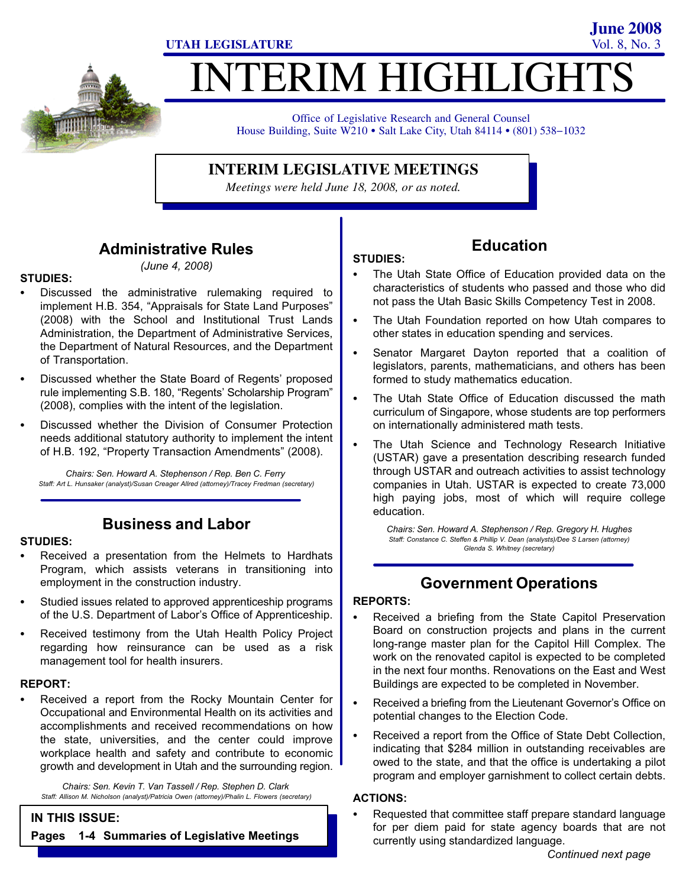UTAH LEGISLATURE

June 2008
Vol. 8, No. 3

# INTERIM HIGHLIGHTS

Office of Legislative Research and General Counsel
House Building, Suite W210 • Salt Lake City, Utah 84114 • (801) 538−1032

## INTERIM LEGISLATIVE MEETINGS

*Meetings were held June 18, 2008, or as noted.*

## Administrative Rules

*(June 4, 2008)*

**STUDIES:**

- Discussed the administrative rulemaking required to implement H.B. 354, "Appraisals for State Land Purposes" (2008) with the School and Institutional Trust Lands Administration, the Department of Administrative Services, the Department of Natural Resources, and the Department of Transportation.
- Discussed whether the State Board of Regents' proposed rule implementing S.B. 180, "Regents' Scholarship Program" (2008), complies with the intent of the legislation.
- Discussed whether the Division of Consumer Protection needs additional statutory authority to implement the intent of H.B. 192, "Property Transaction Amendments" (2008).

*Chairs: Sen. Howard A. Stephenson / Rep. Ben C. Ferry*
*Staff: Art L. Hunsaker (analyst)/Susan Creager Allred (attorney)/Tracey Fredman (secretary)*

## Business and Labor

**STUDIES:**

- Received a presentation from the Helmets to Hardhats Program, which assists veterans in transitioning into employment in the construction industry.
- Studied issues related to approved apprenticeship programs of the U.S. Department of Labor's Office of Apprenticeship.
- Received testimony from the Utah Health Policy Project regarding how reinsurance can be used as a risk management tool for health insurers.

**REPORT:**

- Received a report from the Rocky Mountain Center for Occupational and Environmental Health on its activities and accomplishments and received recommendations on how the state, universities, and the center could improve workplace health and safety and contribute to economic growth and development in Utah and the surrounding region.

*Chairs: Sen. Kevin T. Van Tassell / Rep. Stephen D. Clark*
*Staff: Allison M. Nicholson (analyst)/Patricia Owen (attorney)/Phalin L. Flowers (secretary)*

**IN THIS ISSUE:**

**Pages 1-4 Summaries of Legislative Meetings**

## Education

**STUDIES:**

- The Utah State Office of Education provided data on the characteristics of students who passed and those who did not pass the Utah Basic Skills Competency Test in 2008.
- The Utah Foundation reported on how Utah compares to other states in education spending and services.
- Senator Margaret Dayton reported that a coalition of legislators, parents, mathematicians, and others has been formed to study mathematics education.
- The Utah State Office of Education discussed the math curriculum of Singapore, whose students are top performers on internationally administered math tests.
- The Utah Science and Technology Research Initiative (USTAR) gave a presentation describing research funded through USTAR and outreach activities to assist technology companies in Utah. USTAR is expected to create 73,000 high paying jobs, most of which will require college education.

*Chairs: Sen. Howard A. Stephenson / Rep. Gregory H. Hughes*
*Staff: Constance C. Steffen & Phillip V. Dean (analysts)/Dee S Larsen (attorney)*
*Glenda S. Whitney (secretary)*

## Government Operations

**REPORTS:**

- Received a briefing from the State Capitol Preservation Board on construction projects and plans in the current long-range master plan for the Capitol Hill Complex. The work on the renovated capitol is expected to be completed in the next four months. Renovations on the East and West Buildings are expected to be completed in November.
- Received a briefing from the Lieutenant Governor's Office on potential changes to the Election Code.
- Received a report from the Office of State Debt Collection, indicating that $284 million in outstanding receivables are owed to the state, and that the office is undertaking a pilot program and employer garnishment to collect certain debts.

**ACTIONS:**

- Requested that committee staff prepare standard language for per diem paid for state agency boards that are not currently using standardized language.

*Continued next page*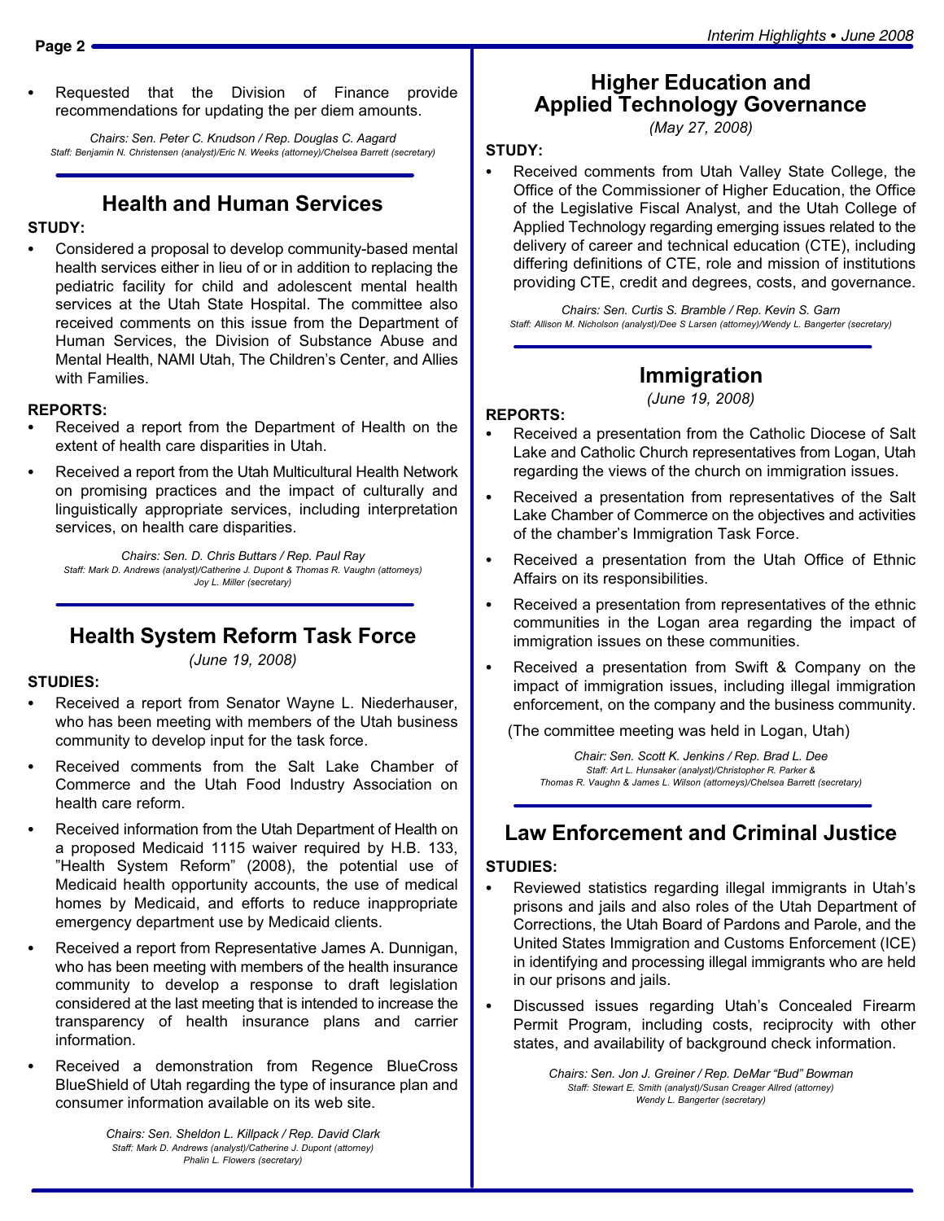- Requested that the Division of Finance provide recommendations for updating the per diem amounts.

*Chairs: Sen. Peter C. Knudson / Rep. Douglas C. Aagard*
*Staff: Benjamin N. Christensen (analyst)/Eric N. Weeks (attorney)/Chelsea Barrett (secretary)*

## Health and Human Services

**STUDY:**

- Considered a proposal to develop community-based mental health services either in lieu of or in addition to replacing the pediatric facility for child and adolescent mental health services at the Utah State Hospital. The committee also received comments on this issue from the Department of Human Services, the Division of Substance Abuse and Mental Health, NAMI Utah, The Children's Center, and Allies with Families.

**REPORTS:**

- Received a report from the Department of Health on the extent of health care disparities in Utah.
- Received a report from the Utah Multicultural Health Network on promising practices and the impact of culturally and linguistically appropriate services, including interpretation services, on health care disparities.

*Chairs: Sen. D. Chris Buttars / Rep. Paul Ray*
*Staff: Mark D. Andrews (analyst)/Catherine J. Dupont & Thomas R. Vaughn (attorneys)*
*Joy L. Miller (secretary)*

## Health System Reform Task Force

*(June 19, 2008)*

**STUDIES:**

- Received a report from Senator Wayne L. Niederhauser, who has been meeting with members of the Utah business community to develop input for the task force.
- Received comments from the Salt Lake Chamber of Commerce and the Utah Food Industry Association on health care reform.
- Received information from the Utah Department of Health on a proposed Medicaid 1115 waiver required by H.B. 133, "Health System Reform" (2008), the potential use of Medicaid health opportunity accounts, the use of medical homes by Medicaid, and efforts to reduce inappropriate emergency department use by Medicaid clients.
- Received a report from Representative James A. Dunnigan, who has been meeting with members of the health insurance community to develop a response to draft legislation considered at the last meeting that is intended to increase the transparency of health insurance plans and carrier information.
- Received a demonstration from Regence BlueCross BlueShield of Utah regarding the type of insurance plan and consumer information available on its web site.

*Chairs: Sen. Sheldon L. Killpack / Rep. David Clark*
*Staff: Mark D. Andrews (analyst)/Catherine J. Dupont (attorney)*
*Phalin L. Flowers (secretary)*

## Higher Education and Applied Technology Governance

*(May 27, 2008)*

**STUDY:**

- Received comments from Utah Valley State College, the Office of the Commissioner of Higher Education, the Office of the Legislative Fiscal Analyst, and the Utah College of Applied Technology regarding emerging issues related to the delivery of career and technical education (CTE), including differing definitions of CTE, role and mission of institutions providing CTE, credit and degrees, costs, and governance.

*Chairs: Sen. Curtis S. Bramble / Rep. Kevin S. Garn*
*Staff: Allison M. Nicholson (analyst)/Dee S Larsen (attorney)/Wendy L. Bangerter (secretary)*

## Immigration

*(June 19, 2008)*

**REPORTS:**

- Received a presentation from the Catholic Diocese of Salt Lake and Catholic Church representatives from Logan, Utah regarding the views of the church on immigration issues.
- Received a presentation from representatives of the Salt Lake Chamber of Commerce on the objectives and activities of the chamber's Immigration Task Force.
- Received a presentation from the Utah Office of Ethnic Affairs on its responsibilities.
- Received a presentation from representatives of the ethnic communities in the Logan area regarding the impact of immigration issues on these communities.
- Received a presentation from Swift & Company on the impact of immigration issues, including illegal immigration enforcement, on the company and the business community.

(The committee meeting was held in Logan, Utah)

*Chair: Sen. Scott K. Jenkins / Rep. Brad L. Dee*
*Staff: Art L. Hunsaker (analyst)/Christopher R. Parker &*
*Thomas R. Vaughn & James L. Wilson (attorneys)/Chelsea Barrett (secretary)*

## Law Enforcement and Criminal Justice

**STUDIES:**

- Reviewed statistics regarding illegal immigrants in Utah's prisons and jails and also roles of the Utah Department of Corrections, the Utah Board of Pardons and Parole, and the United States Immigration and Customs Enforcement (ICE) in identifying and processing illegal immigrants who are held in our prisons and jails.
- Discussed issues regarding Utah's Concealed Firearm Permit Program, including costs, reciprocity with other states, and availability of background check information.

*Chairs: Sen. Jon J. Greiner / Rep. DeMar "Bud" Bowman*
*Staff: Stewart E. Smith (analyst)/Susan Creager Allred (attorney)*
*Wendy L. Bangerter (secretary)*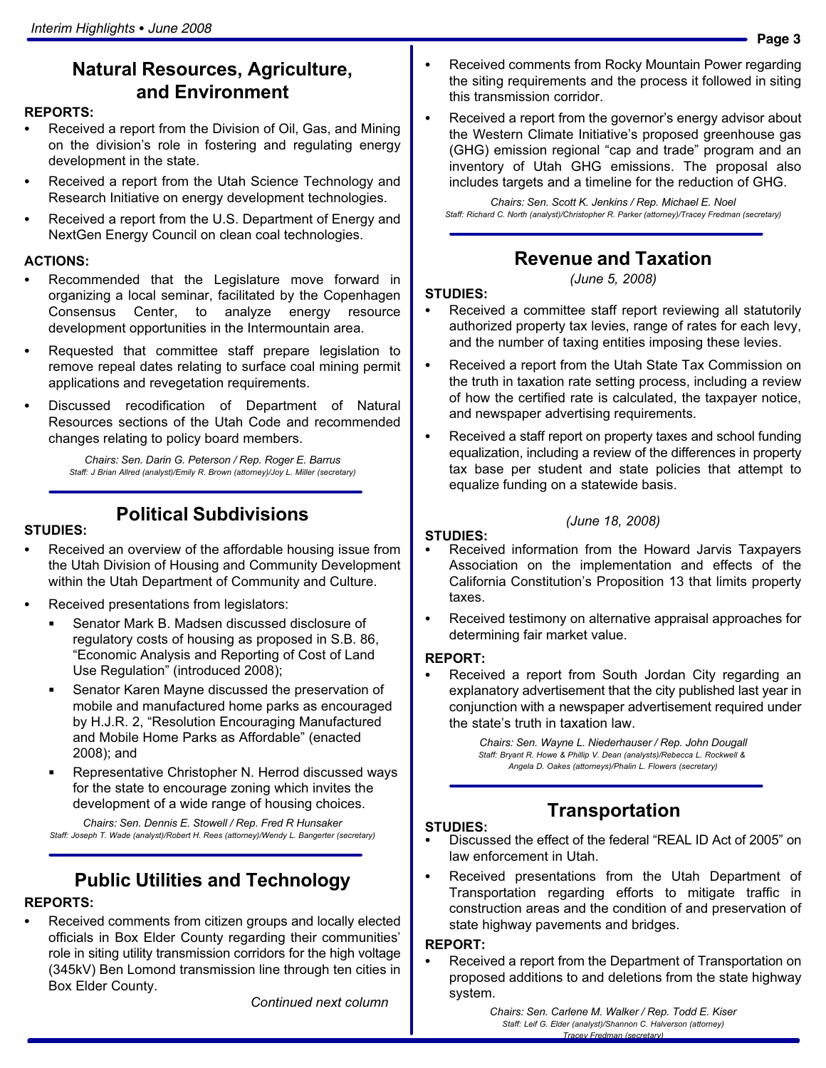## Natural Resources, Agriculture, and Environment

**REPORTS:**

- Received a report from the Division of Oil, Gas, and Mining on the division's role in fostering and regulating energy development in the state.
- Received a report from the Utah Science Technology and Research Initiative on energy development technologies.
- Received a report from the U.S. Department of Energy and NextGen Energy Council on clean coal technologies.

**ACTIONS:**

- Recommended that the Legislature move forward in organizing a local seminar, facilitated by the Copenhagen Consensus Center, to analyze energy resource development opportunities in the Intermountain area.
- Requested that committee staff prepare legislation to remove repeal dates relating to surface coal mining permit applications and revegetation requirements.
- Discussed recodification of Department of Natural Resources sections of the Utah Code and recommended changes relating to policy board members.

*Chairs: Sen. Darin G. Peterson / Rep. Roger E. Barrus*
*Staff: J Brian Allred (analyst)/Emily R. Brown (attorney)/Joy L. Miller (secretary)*

## Political Subdivisions

**STUDIES:**

- Received an overview of the affordable housing issue from the Utah Division of Housing and Community Development within the Utah Department of Community and Culture.
- Received presentations from legislators:
  - Senator Mark B. Madsen discussed disclosure of regulatory costs of housing as proposed in S.B. 86, "Economic Analysis and Reporting of Cost of Land Use Regulation" (introduced 2008);
  - Senator Karen Mayne discussed the preservation of mobile and manufactured home parks as encouraged by H.J.R. 2, "Resolution Encouraging Manufactured and Mobile Home Parks as Affordable" (enacted 2008); and
  - Representative Christopher N. Herrod discussed ways for the state to encourage zoning which invites the development of a wide range of housing choices.

*Chairs: Sen. Dennis E. Stowell / Rep. Fred R Hunsaker*
*Staff: Joseph T. Wade (analyst)/Robert H. Rees (attorney)/Wendy L. Bangerter (secretary)*

## Public Utilities and Technology

**REPORTS:**

- Received comments from citizen groups and locally elected officials in Box Elder County regarding their communities' role in siting utility transmission corridors for the high voltage (345kV) Ben Lomond transmission line through ten cities in Box Elder County.
- Received comments from Rocky Mountain Power regarding the siting requirements and the process it followed in siting this transmission corridor.
- Received a report from the governor's energy advisor about the Western Climate Initiative's proposed greenhouse gas (GHG) emission regional "cap and trade" program and an inventory of Utah GHG emissions. The proposal also includes targets and a timeline for the reduction of GHG.

*Chairs: Sen. Scott K. Jenkins / Rep. Michael E. Noel*
*Staff: Richard C. North (analyst)/Christopher R. Parker (attorney)/Tracey Fredman (secretary)*

## Revenue and Taxation

*(June 5, 2008)*

**STUDIES:**

- Received a committee staff report reviewing all statutorily authorized property tax levies, range of rates for each levy, and the number of taxing entities imposing these levies.
- Received a report from the Utah State Tax Commission on the truth in taxation rate setting process, including a review of how the certified rate is calculated, the taxpayer notice, and newspaper advertising requirements.
- Received a staff report on property taxes and school funding equalization, including a review of the differences in property tax base per student and state policies that attempt to equalize funding on a statewide basis.

*(June 18, 2008)*

**STUDIES:**

- Received information from the Howard Jarvis Taxpayers Association on the implementation and effects of the California Constitution's Proposition 13 that limits property taxes.
- Received testimony on alternative appraisal approaches for determining fair market value.

**REPORT:**

- Received a report from South Jordan City regarding an explanatory advertisement that the city published last year in conjunction with a newspaper advertisement required under the state's truth in taxation law.

*Chairs: Sen. Wayne L. Niederhauser / Rep. John Dougall*
*Staff: Bryant R. Howe & Phillip V. Dean (analysts)/Rebecca L. Rockwell & Angela D. Oakes (attorneys)/Phalin L. Flowers (secretary)*

## Transportation

**STUDIES:**

- Discussed the effect of the federal "REAL ID Act of 2005" on law enforcement in Utah.
- Received presentations from the Utah Department of Transportation regarding efforts to mitigate traffic in construction areas and the condition of and preservation of state highway pavements and bridges.

**REPORT:**

- Received a report from the Department of Transportation on proposed additions to and deletions from the state highway system.

*Chairs: Sen. Carlene M. Walker / Rep. Todd E. Kiser*
*Staff: Leif G. Elder (analyst)/Shannon C. Halverson (attorney)*
*Tracey Fredman (secretary)*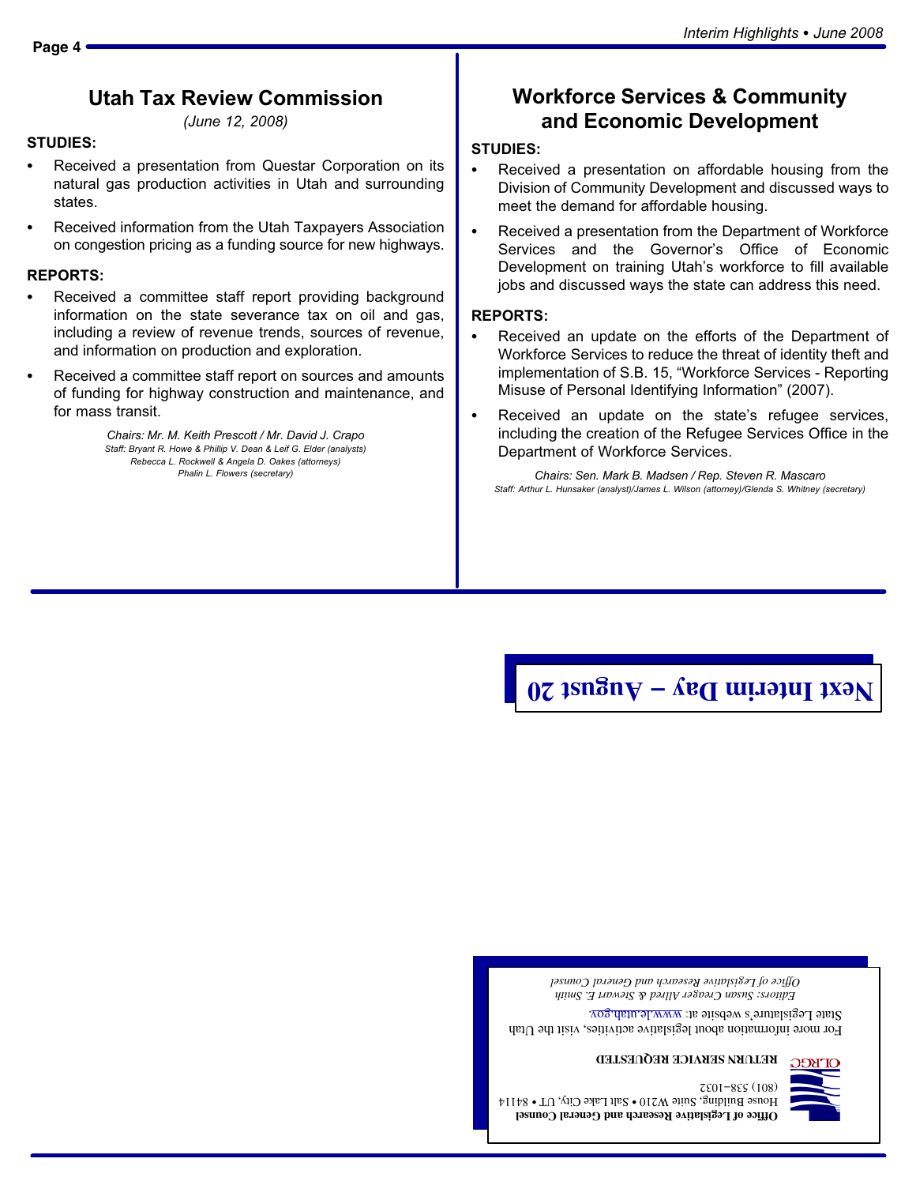## Utah Tax Review Commission

*(June 12, 2008)*

**STUDIES:**

- Received a presentation from Questar Corporation on its natural gas production activities in Utah and surrounding states.
- Received information from the Utah Taxpayers Association on congestion pricing as a funding source for new highways.

**REPORTS:**

- Received a committee staff report providing background information on the state severance tax on oil and gas, including a review of revenue trends, sources of revenue, and information on production and exploration.
- Received a committee staff report on sources and amounts of funding for highway construction and maintenance, and for mass transit.

*Chairs: Mr. M. Keith Prescott / Mr. David J. Crapo*
*Staff: Bryant R. Howe & Phillip V. Dean & Leif G. Elder (analysts)*
*Rebecca L. Rockwell & Angela D. Oakes (attorneys)*
*Phalin L. Flowers (secretary)*

## Workforce Services & Community and Economic Development

**STUDIES:**

- Received a presentation on affordable housing from the Division of Community Development and discussed ways to meet the demand for affordable housing.
- Received a presentation from the Department of Workforce Services and the Governor's Office of Economic Development on training Utah's workforce to fill available jobs and discussed ways the state can address this need.

**REPORTS:**

- Received an update on the efforts of the Department of Workforce Services to reduce the threat of identity theft and implementation of S.B. 15, "Workforce Services - Reporting Misuse of Personal Identifying Information" (2007).
- Received an update on the state's refugee services, including the creation of the Refugee Services Office in the Department of Workforce Services.

*Chairs: Sen. Mark B. Madsen / Rep. Steven R. Mascaro*
*Staff: Arthur L. Hunsaker (analyst)/James L. Wilson (attorney)/Glenda S. Whitney (secretary)*

**Next Interim Day – August 20**

**Office of Legislative Research and General Counsel**
House Building, Suite W210 • Salt Lake City, UT • 84114
(801) 538-1032

OLRGC

**RETURN SERVICE REQUESTED**

For more information about legislative activities, visit the Utah State Legislature's website at: www.le.utah.gov.

*Editors: Susan Creager Allred & Stewart E. Smith*
*Office of Legislative Research and General Counsel*